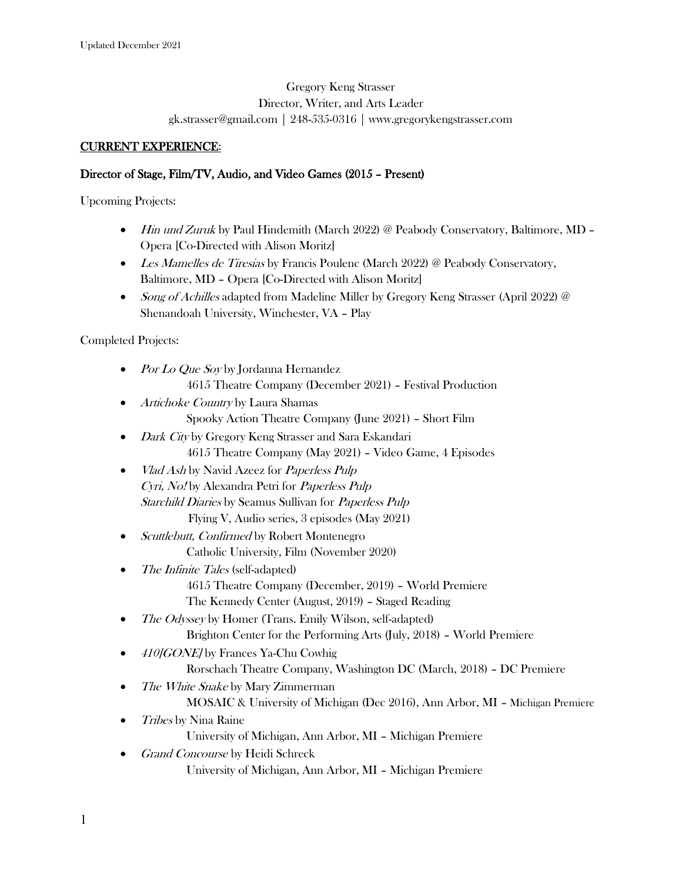Updated December 2021

Gregory Keng Strasser
Director, Writer, and Arts Leader
gk.strasser@gmail.com | 248-535-0316 | www.gregorykengstrasser.com

## CURRENT EXPERIENCE:

### Director of Stage, Film/TV, Audio, and Video Games (2015 – Present)

Upcoming Projects:

- *Hin und Zuruk* by Paul Hindemith (March 2022) @ Peabody Conservatory, Baltimore, MD – Opera [Co-Directed with Alison Moritz]
- *Les Mamelles de Tiresias* by Francis Poulenc (March 2022) @ Peabody Conservatory, Baltimore, MD – Opera [Co-Directed with Alison Moritz]
- *Song of Achilles* adapted from Madeline Miller by Gregory Keng Strasser (April 2022) @ Shenandoah University, Winchester, VA – Play

Completed Projects:

- *Por Lo Que Soy* by Jordanna Hernandez
  4615 Theatre Company (December 2021) – Festival Production
- *Artichoke Country* by Laura Shamas
  Spooky Action Theatre Company (June 2021) – Short Film
- *Dark City* by Gregory Keng Strasser and Sara Eskandari
  4615 Theatre Company (May 2021) – Video Game, 4 Episodes
- *Vlad Ash* by Navid Azeez for *Paperless Pulp*
  *Cyri, No!* by Alexandra Petri for *Paperless Pulp*
  *Starchild Diaries* by Seamus Sullivan for *Paperless Pulp*
  Flying V, Audio series, 3 episodes (May 2021)
- *Scuttlebutt, Confirmed* by Robert Montenegro
  Catholic University, Film (November 2020)
- *The Infinite Tales* (self-adapted)
  4615 Theatre Company (December, 2019) – World Premiere
  The Kennedy Center (August, 2019) – Staged Reading
- *The Odyssey* by Homer (Trans. Emily Wilson, self-adapted)
  Brighton Center for the Performing Arts (July, 2018) – World Premiere
- *410[GONE]* by Frances Ya-Chu Cowhig
  Rorschach Theatre Company, Washington DC (March, 2018) – DC Premiere
- *The White Snake* by Mary Zimmerman
  MOSAIC & University of Michigan (Dec 2016), Ann Arbor, MI – Michigan Premiere
- *Tribes* by Nina Raine
  University of Michigan, Ann Arbor, MI – Michigan Premiere
- *Grand Concourse* by Heidi Schreck
  University of Michigan, Ann Arbor, MI – Michigan Premiere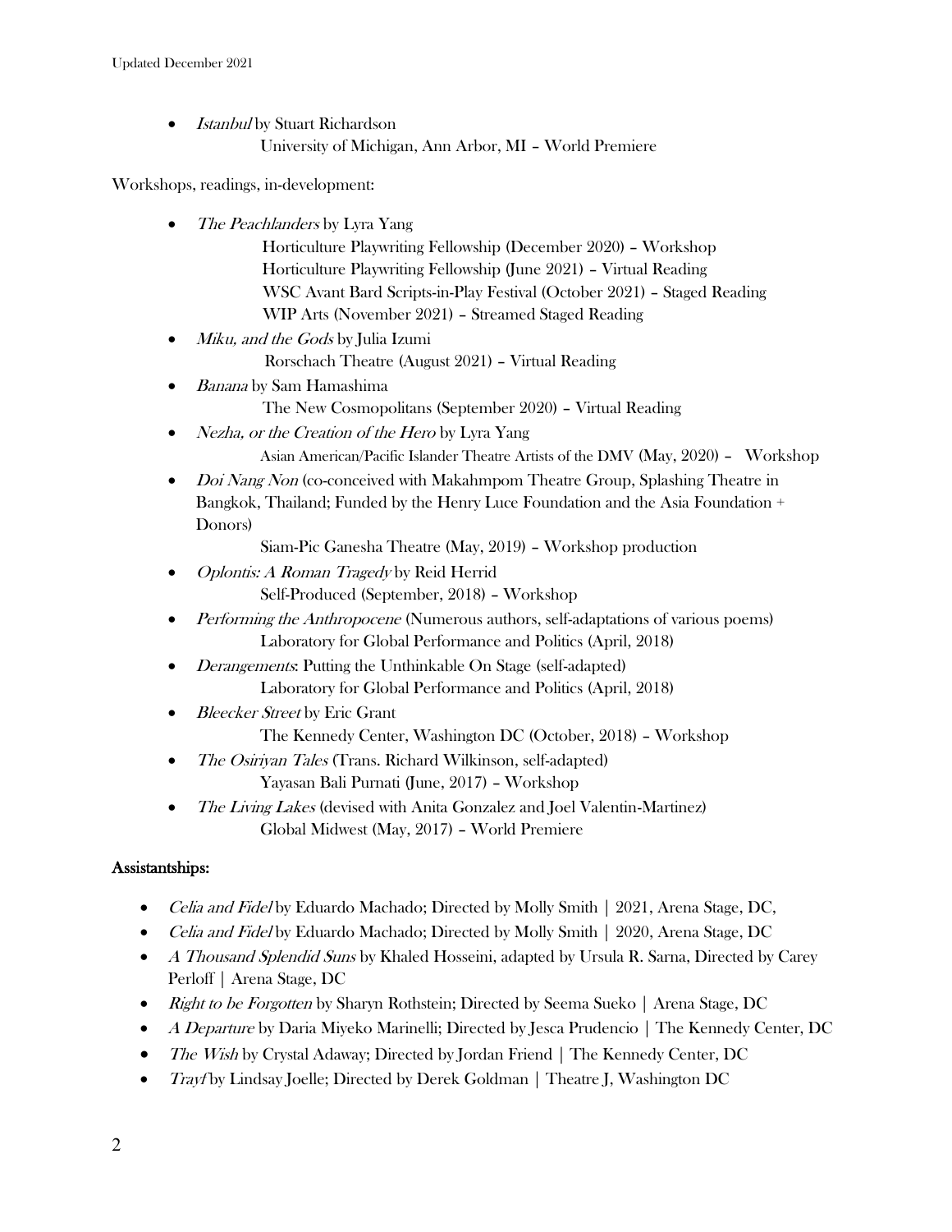- *Istanbul* by Stuart Richardson
  University of Michigan, Ann Arbor, MI – World Premiere

Workshops, readings, in-development:

- *The Peachlanders* by Lyra Yang
  Horticulture Playwriting Fellowship (December 2020) – Workshop
  Horticulture Playwriting Fellowship (June 2021) – Virtual Reading
  WSC Avant Bard Scripts-in-Play Festival (October 2021) – Staged Reading
  WIP Arts (November 2021) – Streamed Staged Reading
- *Miku, and the Gods* by Julia Izumi
  Rorschach Theatre (August 2021) – Virtual Reading
- *Banana* by Sam Hamashima
  The New Cosmopolitans (September 2020) – Virtual Reading
- *Nezha, or the Creation of the Hero* by Lyra Yang
  Asian American/Pacific Islander Theatre Artists of the DMV (May, 2020) – Workshop
- *Doi Nang Non* (co-conceived with Makahmpom Theatre Group, Splashing Theatre in Bangkok, Thailand; Funded by the Henry Luce Foundation and the Asia Foundation + Donors)
  Siam-Pic Ganesha Theatre (May, 2019) – Workshop production
- *Oplontis: A Roman Tragedy* by Reid Herrid
  Self-Produced (September, 2018) – Workshop
- *Performing the Anthropocene* (Numerous authors, self-adaptations of various poems)
  Laboratory for Global Performance and Politics (April, 2018)
- *Derangements*: Putting the Unthinkable On Stage (self-adapted)
  Laboratory for Global Performance and Politics (April, 2018)
- *Bleecker Street* by Eric Grant
  The Kennedy Center, Washington DC (October, 2018) – Workshop
- *The Osiriyan Tales* (Trans. Richard Wilkinson, self-adapted)
  Yayasan Bali Purnati (June, 2017) – Workshop
- *The Living Lakes* (devised with Anita Gonzalez and Joel Valentin-Martinez)
  Global Midwest (May, 2017) – World Premiere

## Assistantships:

- *Celia and Fidel* by Eduardo Machado; Directed by Molly Smith | 2021, Arena Stage, DC,
- *Celia and Fidel* by Eduardo Machado; Directed by Molly Smith | 2020, Arena Stage, DC
- *A Thousand Splendid Suns* by Khaled Hosseini, adapted by Ursula R. Sarna, Directed by Carey Perloff | Arena Stage, DC
- *Right to be Forgotten* by Sharyn Rothstein; Directed by Seema Sueko | Arena Stage, DC
- *A Departure* by Daria Miyeko Marinelli; Directed by Jesca Prudencio | The Kennedy Center, DC
- *The Wish* by Crystal Adaway; Directed by Jordan Friend | The Kennedy Center, DC
- *Trayf* by Lindsay Joelle; Directed by Derek Goldman | Theatre J, Washington DC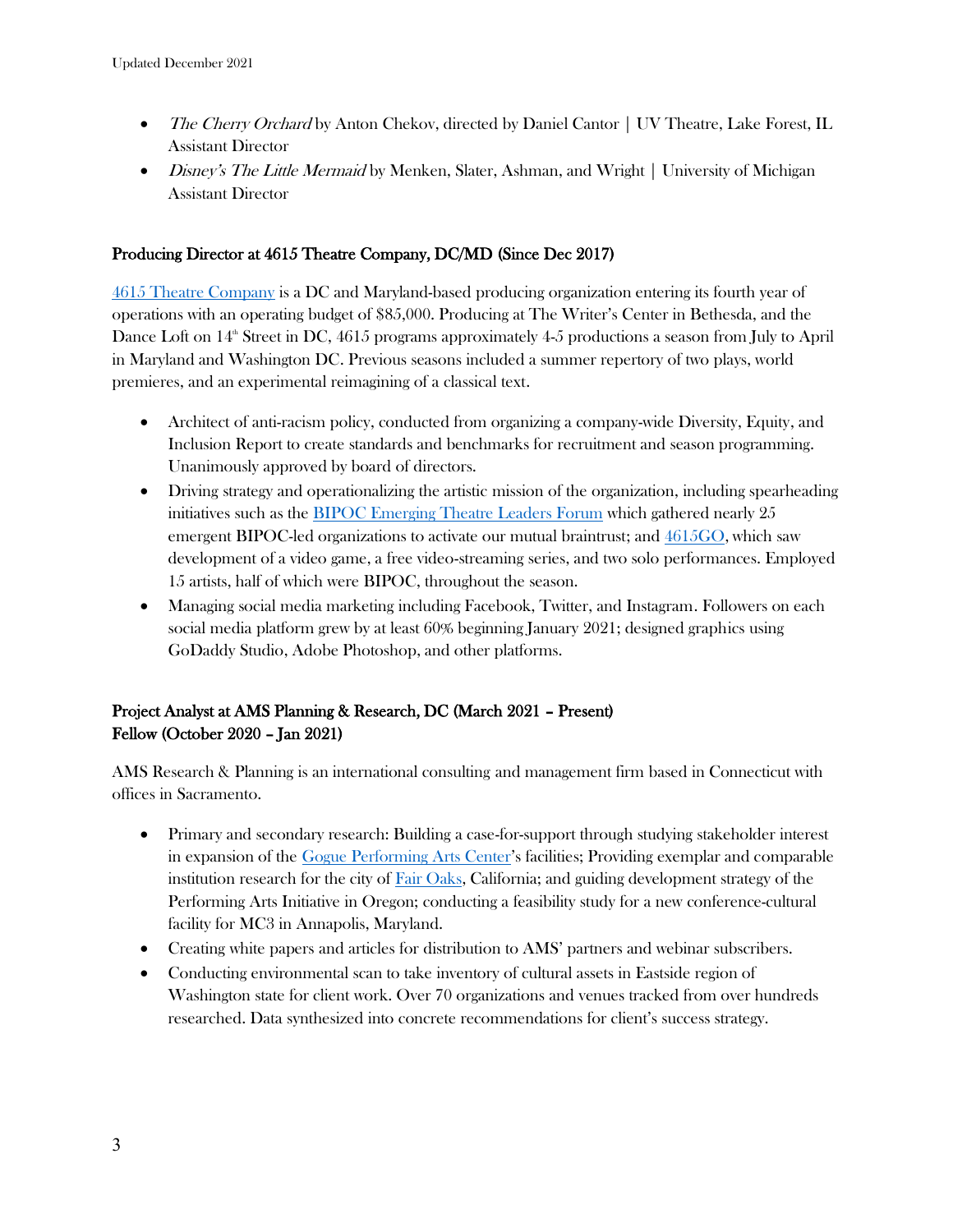- *The Cherry Orchard* by Anton Chekov, directed by Daniel Cantor | UV Theatre, Lake Forest, IL
  Assistant Director
- *Disney's The Little Mermaid* by Menken, Slater, Ashman, and Wright | University of Michigan
  Assistant Director

**Producing Director at 4615 Theatre Company, DC/MD (Since Dec 2017)**

[4615 Theatre Company] is a DC and Maryland-based producing organization entering its fourth year of operations with an operating budget of $85,000. Producing at The Writer's Center in Bethesda, and the Dance Loft on 14th Street in DC, 4615 programs approximately 4-5 productions a season from July to April in Maryland and Washington DC. Previous seasons included a summer repertory of two plays, world premieres, and an experimental reimagining of a classical text.

- Architect of anti-racism policy, conducted from organizing a company-wide Diversity, Equity, and Inclusion Report to create standards and benchmarks for recruitment and season programming. Unanimously approved by board of directors.
- Driving strategy and operationalizing the artistic mission of the organization, including spearheading initiatives such as the [BIPOC Emerging Theatre Leaders Forum] which gathered nearly 25 emergent BIPOC-led organizations to activate our mutual braintrust; and [4615GO], which saw development of a video game, a free video-streaming series, and two solo performances. Employed 15 artists, half of which were BIPOC, throughout the season.
- Managing social media marketing including Facebook, Twitter, and Instagram. Followers on each social media platform grew by at least 60% beginning January 2021; designed graphics using GoDaddy Studio, Adobe Photoshop, and other platforms.

**Project Analyst at AMS Planning & Research, DC (March 2021 – Present)**
**Fellow (October 2020 – Jan 2021)**

AMS Research & Planning is an international consulting and management firm based in Connecticut with offices in Sacramento.

- Primary and secondary research: Building a case-for-support through studying stakeholder interest in expansion of the [Gogue Performing Arts Center]'s facilities; Providing exemplar and comparable institution research for the city of [Fair Oaks], California; and guiding development strategy of the Performing Arts Initiative in Oregon; conducting a feasibility study for a new conference-cultural facility for MC3 in Annapolis, Maryland.
- Creating white papers and articles for distribution to AMS' partners and webinar subscribers.
- Conducting environmental scan to take inventory of cultural assets in Eastside region of Washington state for client work. Over 70 organizations and venues tracked from over hundreds researched. Data synthesized into concrete recommendations for client's success strategy.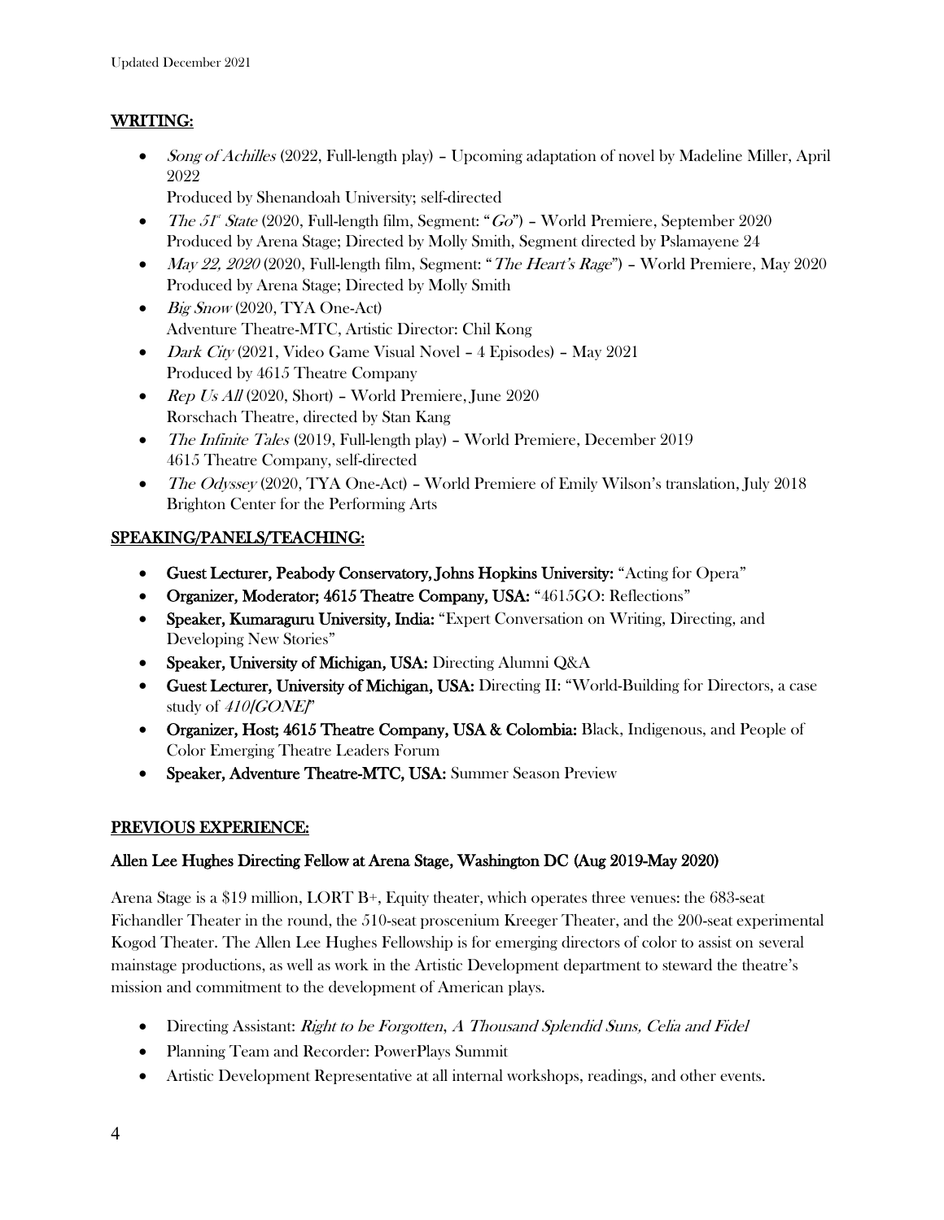## WRITING:

- *Song of Achilles* (2022, Full-length play) – Upcoming adaptation of novel by Madeline Miller, April 2022
  Produced by Shenandoah University; self-directed
- *The 51st State* (2020, Full-length film, Segment: "*Go*") – World Premiere, September 2020
  Produced by Arena Stage; Directed by Molly Smith, Segment directed by Pslamayene 24
- *May 22, 2020* (2020, Full-length film, Segment: "*The Heart's Rage*") – World Premiere, May 2020
  Produced by Arena Stage; Directed by Molly Smith
- *Big Snow* (2020, TYA One-Act)
  Adventure Theatre-MTC, Artistic Director: Chil Kong
- *Dark City* (2021, Video Game Visual Novel – 4 Episodes) – May 2021
  Produced by 4615 Theatre Company
- *Rep Us All* (2020, Short) – World Premiere, June 2020
  Rorschach Theatre, directed by Stan Kang
- *The Infinite Tales* (2019, Full-length play) – World Premiere, December 2019
  4615 Theatre Company, self-directed
- *The Odyssey* (2020, TYA One-Act) – World Premiere of Emily Wilson's translation, July 2018
  Brighton Center for the Performing Arts

## SPEAKING/PANELS/TEACHING:

- **Guest Lecturer, Peabody Conservatory, Johns Hopkins University:** "Acting for Opera"
- **Organizer, Moderator; 4615 Theatre Company, USA:** "4615GO: Reflections"
- **Speaker, Kumaraguru University, India:** "Expert Conversation on Writing, Directing, and Developing New Stories"
- **Speaker, University of Michigan, USA:** Directing Alumni Q&A
- **Guest Lecturer, University of Michigan, USA:** Directing II: "World-Building for Directors, a case study of *410[GONE]*"
- **Organizer, Host; 4615 Theatre Company, USA & Colombia:** Black, Indigenous, and People of Color Emerging Theatre Leaders Forum
- **Speaker, Adventure Theatre-MTC, USA:** Summer Season Preview

## PREVIOUS EXPERIENCE:

### Allen Lee Hughes Directing Fellow at Arena Stage, Washington DC (Aug 2019-May 2020)

Arena Stage is a $19 million, LORT B+, Equity theater, which operates three venues: the 683-seat Fichandler Theater in the round, the 510-seat proscenium Kreeger Theater, and the 200-seat experimental Kogod Theater. The Allen Lee Hughes Fellowship is for emerging directors of color to assist on several mainstage productions, as well as work in the Artistic Development department to steward the theatre's mission and commitment to the development of American plays.

- Directing Assistant: *Right to be Forgotten, A Thousand Splendid Suns, Celia and Fidel*
- Planning Team and Recorder: PowerPlays Summit
- Artistic Development Representative at all internal workshops, readings, and other events.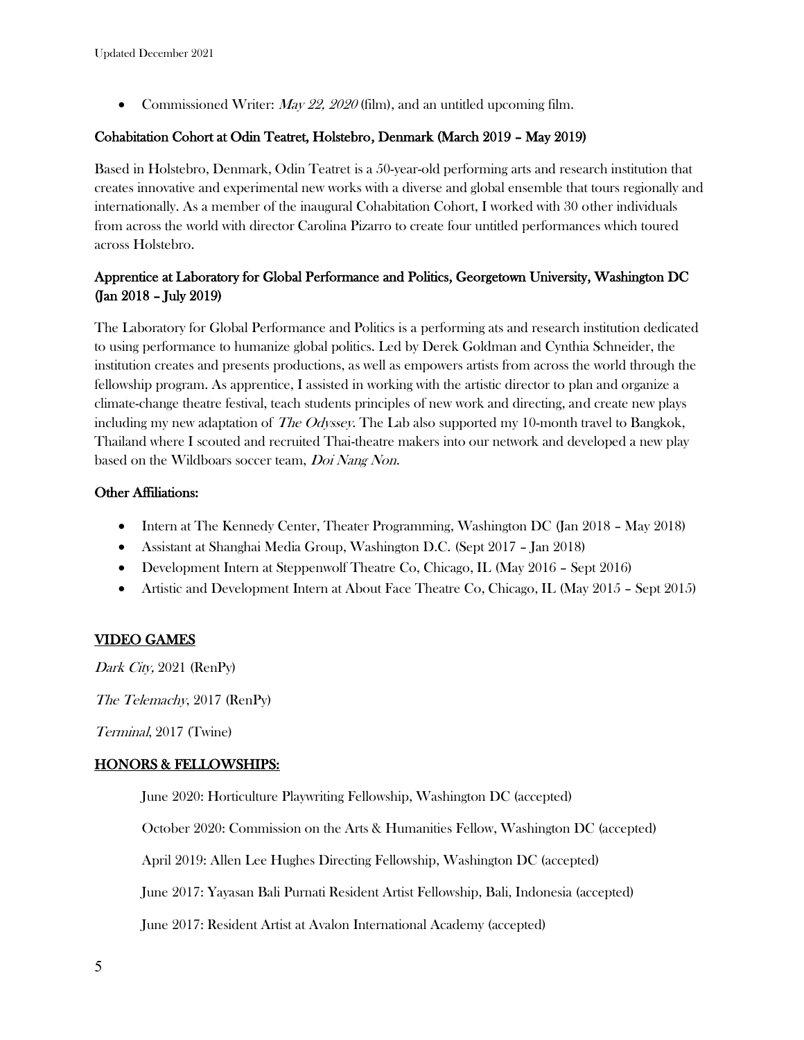- Commissioned Writer: *May 22, 2020* (film), and an untitled upcoming film.

### Cohabitation Cohort at Odin Teatret, Holstebro, Denmark (March 2019 – May 2019)

Based in Holstebro, Denmark, Odin Teatret is a 50-year-old performing arts and research institution that creates innovative and experimental new works with a diverse and global ensemble that tours regionally and internationally. As a member of the inaugural Cohabitation Cohort, I worked with 30 other individuals from across the world with director Carolina Pizarro to create four untitled performances which toured across Holstebro.

### Apprentice at Laboratory for Global Performance and Politics, Georgetown University, Washington DC (Jan 2018 – July 2019)

The Laboratory for Global Performance and Politics is a performing ats and research institution dedicated to using performance to humanize global politics. Led by Derek Goldman and Cynthia Schneider, the institution creates and presents productions, as well as empowers artists from across the world through the fellowship program. As apprentice, I assisted in working with the artistic director to plan and organize a climate-change theatre festival, teach students principles of new work and directing, and create new plays including my new adaptation of *The Odyssey*. The Lab also supported my 10-month travel to Bangkok, Thailand where I scouted and recruited Thai-theatre makers into our network and developed a new play based on the Wildboars soccer team, *Doi Nang Non*.

### Other Affiliations:

- Intern at The Kennedy Center, Theater Programming, Washington DC (Jan 2018 – May 2018)
- Assistant at Shanghai Media Group, Washington D.C. (Sept 2017 – Jan 2018)
- Development Intern at Steppenwolf Theatre Co, Chicago, IL (May 2016 – Sept 2016)
- Artistic and Development Intern at About Face Theatre Co, Chicago, IL (May 2015 – Sept 2015)

## VIDEO GAMES

*Dark City,* 2021 (RenPy)

*The Telemachy*, 2017 (RenPy)

*Terminal*, 2017 (Twine)

## HONORS & FELLOWSHIPS:

June 2020: Horticulture Playwriting Fellowship, Washington DC (accepted)

October 2020: Commission on the Arts & Humanities Fellow, Washington DC (accepted)

April 2019: Allen Lee Hughes Directing Fellowship, Washington DC (accepted)

June 2017: Yayasan Bali Purnati Resident Artist Fellowship, Bali, Indonesia (accepted)

June 2017: Resident Artist at Avalon International Academy (accepted)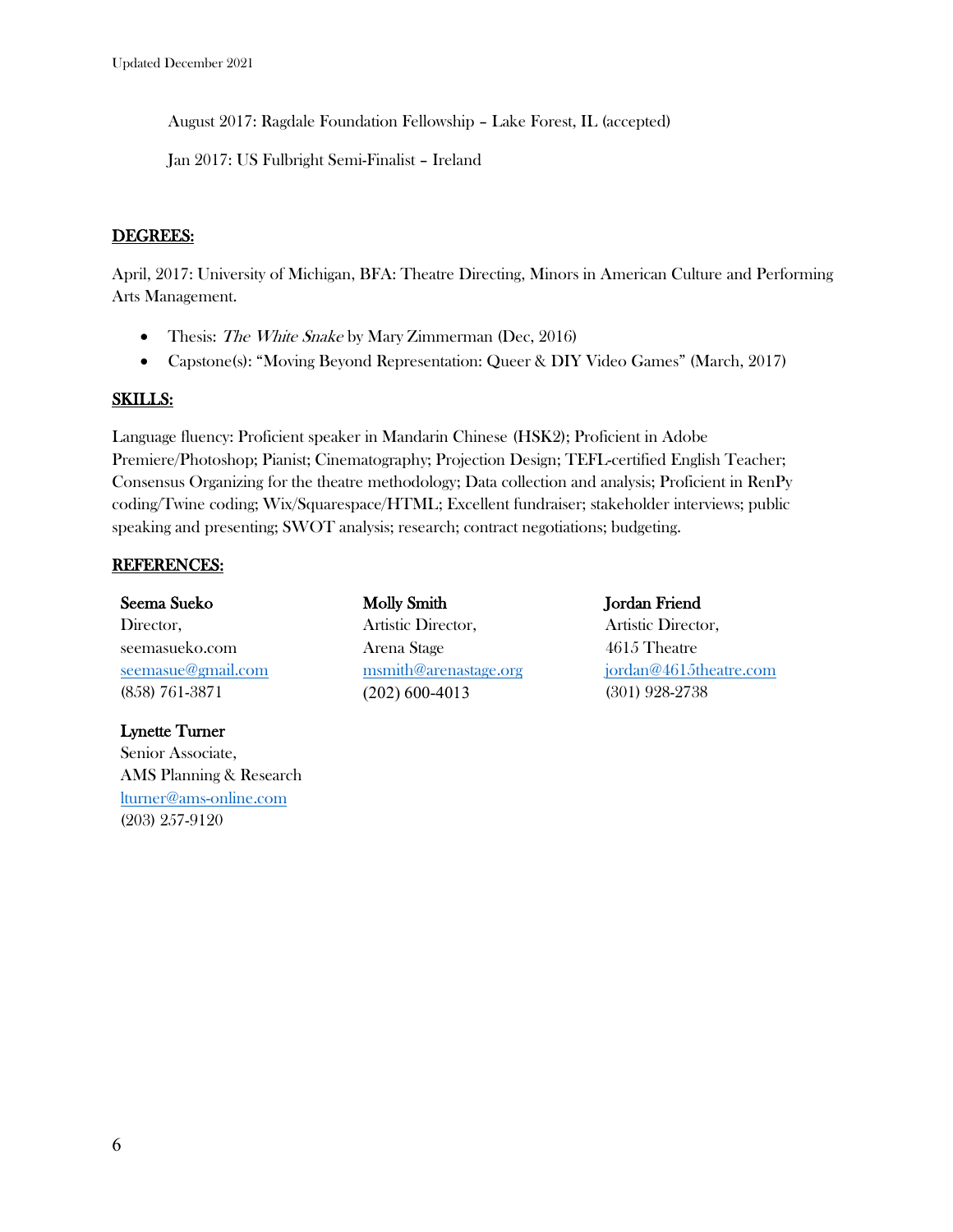August 2017: Ragdale Foundation Fellowship – Lake Forest, IL (accepted)

Jan 2017: US Fulbright Semi-Finalist – Ireland

## DEGREES:

April, 2017: University of Michigan, BFA: Theatre Directing, Minors in American Culture and Performing Arts Management.

- Thesis: *The White Snake* by Mary Zimmerman (Dec, 2016)
- Capstone(s): "Moving Beyond Representation: Queer & DIY Video Games" (March, 2017)

## SKILLS:

Language fluency: Proficient speaker in Mandarin Chinese (HSK2); Proficient in Adobe Premiere/Photoshop; Pianist; Cinematography; Projection Design; TEFL-certified English Teacher; Consensus Organizing for the theatre methodology; Data collection and analysis; Proficient in RenPy coding/Twine coding; Wix/Squarespace/HTML; Excellent fundraiser; stakeholder interviews; public speaking and presenting; SWOT analysis; research; contract negotiations; budgeting.

## REFERENCES:

**Seema Sueko**
Director,
seemasueko.com
seemasue@gmail.com
(858) 761-3871

**Molly Smith**
Artistic Director,
Arena Stage
msmith@arenastage.org
(202) 600-4013

**Jordan Friend**
Artistic Director,
4615 Theatre
jordan@4615theatre.com
(301) 928-2738

**Lynette Turner**
Senior Associate,
AMS Planning & Research
lturner@ams-online.com
(203) 257-9120